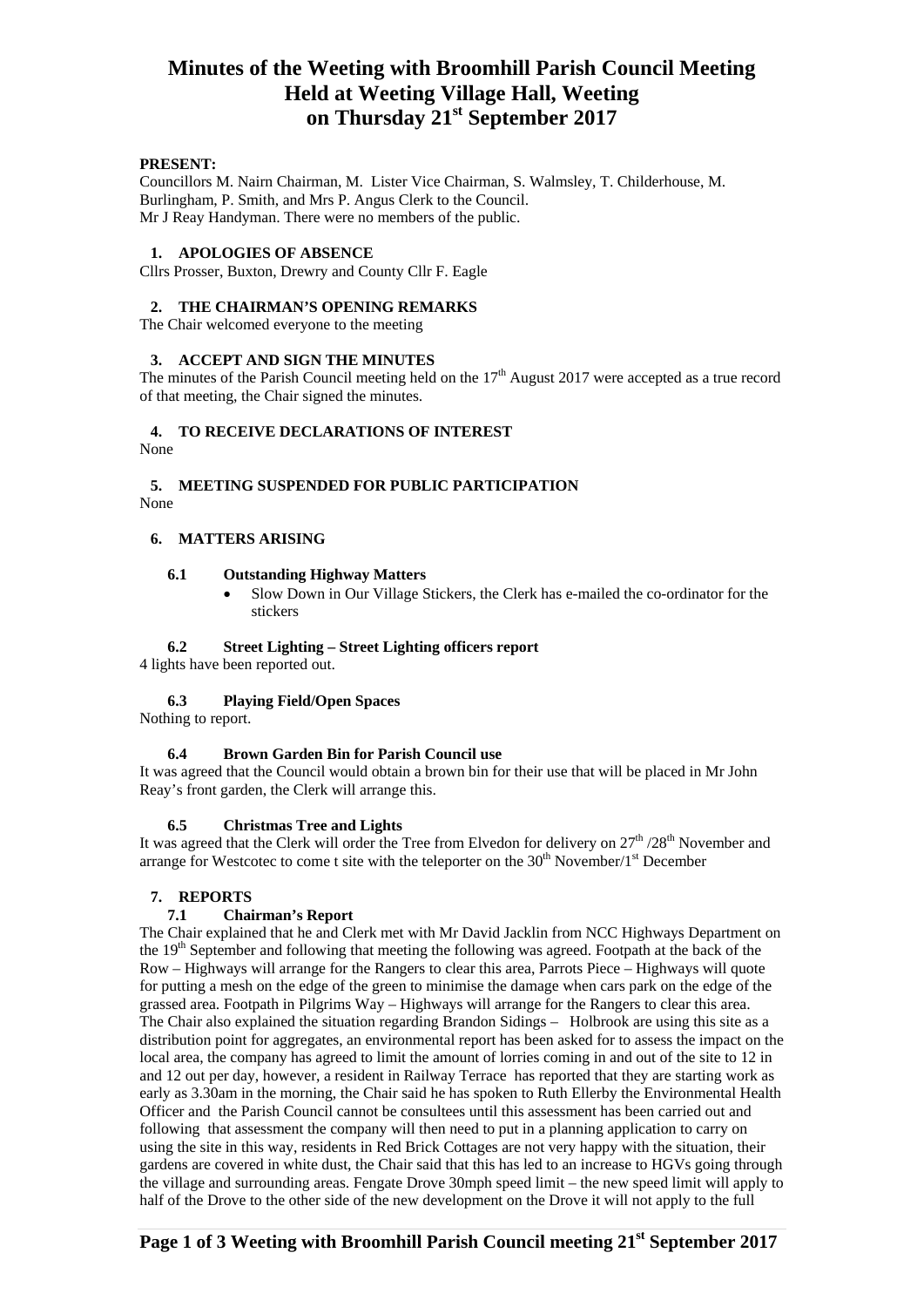# Minutes of the Weeting with Broomhill Parish Council Meeting Held at Weeting Village Hall, Weeting on Thursday 21st September 2017

**PRESENT:**

Councillors M. Nairn Chairman, M. Lister Vice Chairman, S. Walmsley, T. Childerhouse, M. Burlingham, P. Smith, and Mrs P. Angus Clerk to the Council.
Mr J Reay Handyman. There were no members of the public.

## 1. APOLOGIES OF ABSENCE

Cllrs Prosser, Buxton, Drewry and County Cllr F. Eagle

## 2. THE CHAIRMAN'S OPENING REMARKS

The Chair welcomed everyone to the meeting

## 3. ACCEPT AND SIGN THE MINUTES

The minutes of the Parish Council meeting held on the 17th August 2017 were accepted as a true record of that meeting, the Chair signed the minutes.

## 4. TO RECEIVE DECLARATIONS OF INTEREST

None

## 5. MEETING SUSPENDED FOR PUBLIC PARTICIPATION

None

## 6. MATTERS ARISING

### 6.1 Outstanding Highway Matters

- Slow Down in Our Village Stickers, the Clerk has e-mailed the co-ordinator for the stickers

### 6.2 Street Lighting – Street Lighting officers report

4 lights have been reported out.

### 6.3 Playing Field/Open Spaces

Nothing to report.

### 6.4 Brown Garden Bin for Parish Council use

It was agreed that the Council would obtain a brown bin for their use that will be placed in Mr John Reay's front garden, the Clerk will arrange this.

### 6.5 Christmas Tree and Lights

It was agreed that the Clerk will order the Tree from Elvedon for delivery on 27th /28th November and arrange for Westcotec to come t site with the teleporter on the 30th November/1st December

## 7. REPORTS

### 7.1 Chairman's Report

The Chair explained that he and Clerk met with Mr David Jacklin from NCC Highways Department on the 19th September and following that meeting the following was agreed. Footpath at the back of the Row – Highways will arrange for the Rangers to clear this area, Parrots Piece – Highways will quote for putting a mesh on the edge of the green to minimise the damage when cars park on the edge of the grassed area. Footpath in Pilgrims Way – Highways will arrange for the Rangers to clear this area.
The Chair also explained the situation regarding Brandon Sidings – Holbrook are using this site as a distribution point for aggregates, an environmental report has been asked for to assess the impact on the local area, the company has agreed to limit the amount of lorries coming in and out of the site to 12 in and 12 out per day, however, a resident in Railway Terrace has reported that they are starting work as early as 3.30am in the morning, the Chair said he has spoken to Ruth Ellerby the Environmental Health Officer and the Parish Council cannot be consultees until this assessment has been carried out and following that assessment the company will then need to put in a planning application to carry on using the site in this way, residents in Red Brick Cottages are not very happy with the situation, their gardens are covered in white dust, the Chair said that this has led to an increase to HGVs going through the village and surrounding areas. Fengate Drove 30mph speed limit – the new speed limit will apply to half of the Drove to the other side of the new development on the Drove it will not apply to the full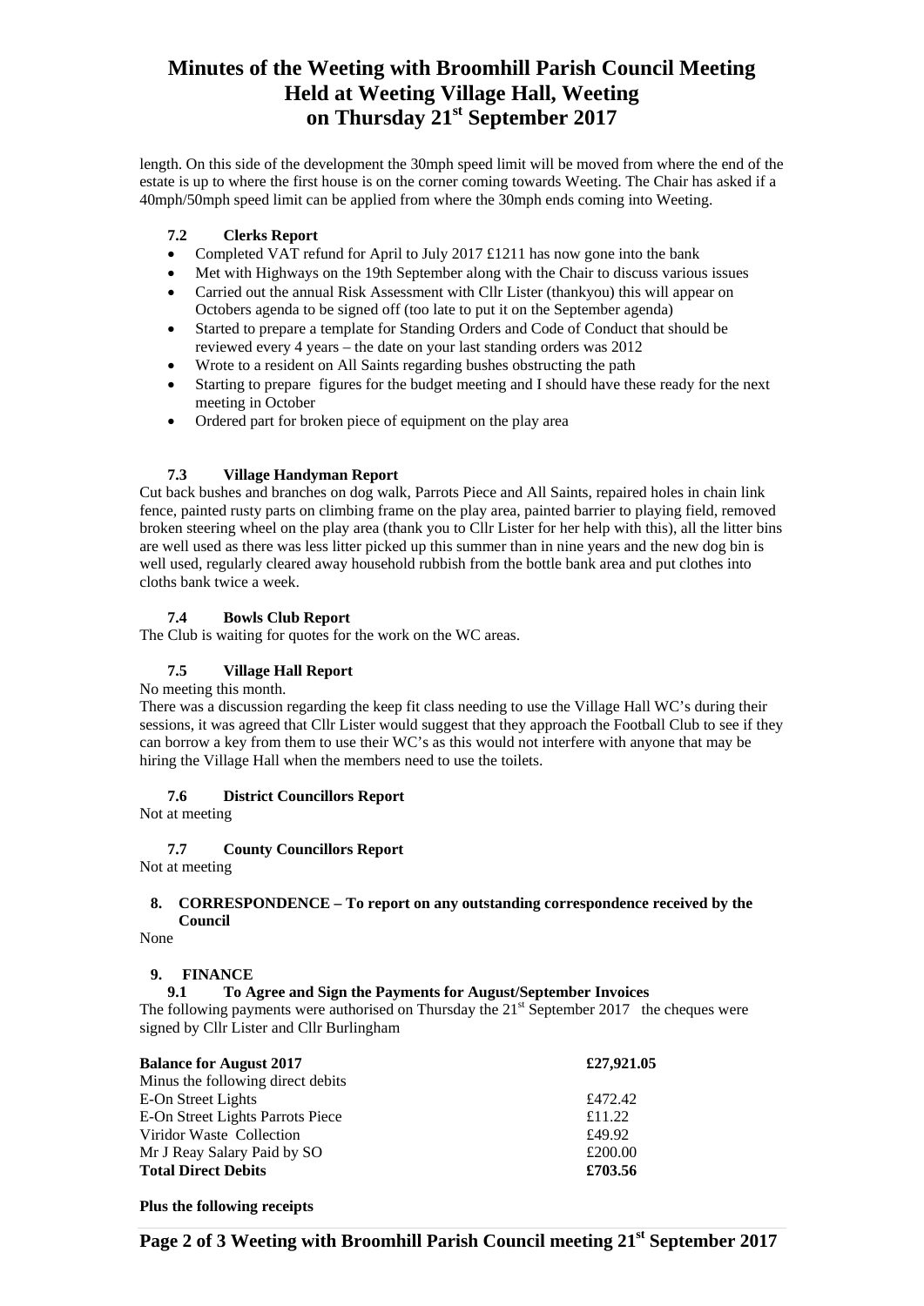length. On this side of the development the 30mph speed limit will be moved from where the end of the estate is up to where the first house is on the corner coming towards Weeting. The Chair has asked if a 40mph/50mph speed limit can be applied from where the 30mph ends coming into Weeting.

### 7.2 Clerks Report

- Completed VAT refund for April to July 2017 £1211 has now gone into the bank
- Met with Highways on the 19th September along with the Chair to discuss various issues
- Carried out the annual Risk Assessment with Cllr Lister (thankyou) this will appear on Octobers agenda to be signed off (too late to put it on the September agenda)
- Started to prepare a template for Standing Orders and Code of Conduct that should be reviewed every 4 years – the date on your last standing orders was 2012
- Wrote to a resident on All Saints regarding bushes obstructing the path
- Starting to prepare figures for the budget meeting and I should have these ready for the next meeting in October
- Ordered part for broken piece of equipment on the play area

### 7.3 Village Handyman Report

Cut back bushes and branches on dog walk, Parrots Piece and All Saints, repaired holes in chain link fence, painted rusty parts on climbing frame on the play area, painted barrier to playing field, removed broken steering wheel on the play area (thank you to Cllr Lister for her help with this), all the litter bins are well used as there was less litter picked up this summer than in nine years and the new dog bin is well used, regularly cleared away household rubbish from the bottle bank area and put clothes into cloths bank twice a week.

### 7.4 Bowls Club Report

The Club is waiting for quotes for the work on the WC areas.

### 7.5 Village Hall Report

No meeting this month.

There was a discussion regarding the keep fit class needing to use the Village Hall WC's during their sessions, it was agreed that Cllr Lister would suggest that they approach the Football Club to see if they can borrow a key from them to use their WC's as this would not interfere with anyone that may be hiring the Village Hall when the members need to use the toilets.

### 7.6 District Councillors Report

Not at meeting

### 7.7 County Councillors Report

Not at meeting

## 8. CORRESPONDENCE – To report on any outstanding correspondence received by the Council

None

## 9. FINANCE

### 9.1 To Agree and Sign the Payments for August/September Invoices

The following payments were authorised on Thursday the 21st September 2017 the cheques were signed by Cllr Lister and Cllr Burlingham

| **Balance for August 2017** | **£27,921.05** |
|---|---|
| Minus the following direct debits | |
| E-On Street Lights | £472.42 |
| E-On Street Lights Parrots Piece | £11.22 |
| Viridor Waste Collection | £49.92 |
| Mr J Reay Salary Paid by SO | £200.00 |
| **Total Direct Debits** | **£703.56** |

**Plus the following receipts**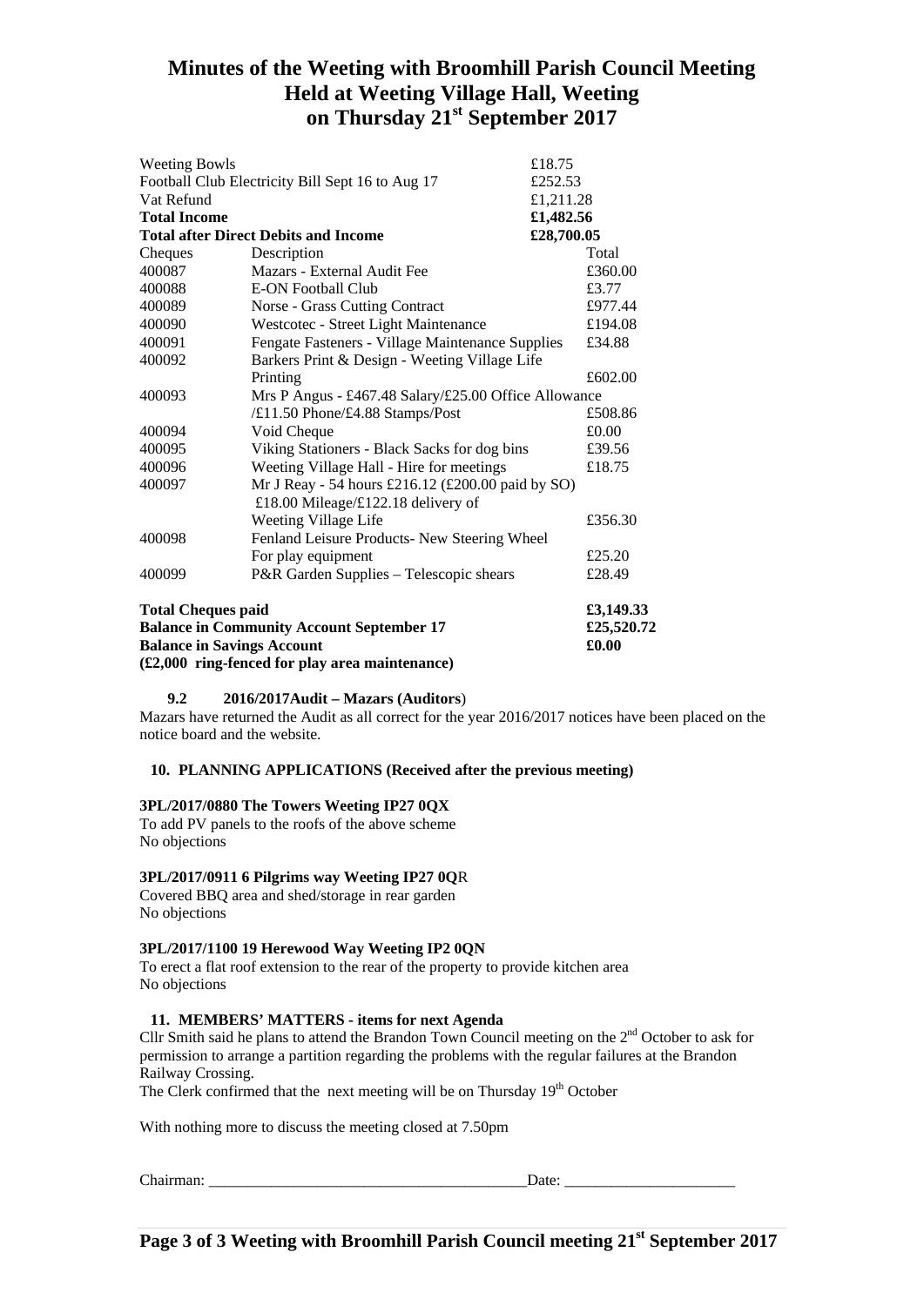# Minutes of the Weeting with Broomhill Parish Council Meeting Held at Weeting Village Hall, Weeting on Thursday 21st September 2017

| | | |
|---|---|---|
| Weeting Bowls | | £18.75 |
| Football Club Electricity Bill Sept 16 to Aug 17 | | £252.53 |
| Vat Refund | | £1,211.28 |
| **Total Income** | | **£1,482.56** |
| **Total after Direct Debits and Income** | | **£28,700.05** |
| Cheques | Description | Total |
| 400087 | Mazars - External Audit Fee | £360.00 |
| 400088 | E-ON Football Club | £3.77 |
| 400089 | Norse - Grass Cutting Contract | £977.44 |
| 400090 | Westcotec - Street Light Maintenance | £194.08 |
| 400091 | Fengate Fasteners - Village Maintenance Supplies | £34.88 |
| 400092 | Barkers Print & Design - Weeting Village Life Printing | £602.00 |
| 400093 | Mrs P Angus - £467.48 Salary/£25.00 Office Allowance /£11.50 Phone/£4.88 Stamps/Post | £508.86 |
| 400094 | Void Cheque | £0.00 |
| 400095 | Viking Stationers - Black Sacks for dog bins | £39.56 |
| 400096 | Weeting Village Hall - Hire for meetings | £18.75 |
| 400097 | Mr J Reay - 54 hours £216.12 (£200.00 paid by SO) £18.00 Mileage/£122.18 delivery of Weeting Village Life | £356.30 |
| 400098 | Fenland Leisure Products- New Steering Wheel For play equipment | £25.20 |
| 400099 | P&R Garden Supplies – Telescopic shears | £28.49 |
| **Total Cheques paid** | | **£3,149.33** |
| **Balance in Community Account September 17** | | **£25,520.72** |
| **Balance in Savings Account** | | **£0.00** |
| **(£2,000 ring-fenced for play area maintenance)** | | |

**9.2 2016/2017Audit – Mazars (Auditors**)

Mazars have returned the Audit as all correct for the year 2016/2017 notices have been placed on the notice board and the website.

**10. PLANNING APPLICATIONS (Received after the previous meeting)**

**3PL/2017/0880 The Towers Weeting IP27 0QX**

To add PV panels to the roofs of the above scheme
No objections

**3PL/2017/0911 6 Pilgrims way Weeting IP27 0Q**R

Covered BBQ area and shed/storage in rear garden
No objections

**3PL/2017/1100 19 Herewood Way Weeting IP2 0QN**

To erect a flat roof extension to the rear of the property to provide kitchen area
No objections

**11. MEMBERS' MATTERS - items for next Agenda**

Cllr Smith said he plans to attend the Brandon Town Council meeting on the 2nd October to ask for permission to arrange a partition regarding the problems with the regular failures at the Brandon Railway Crossing.

The Clerk confirmed that the next meeting will be on Thursday 19th October

With nothing more to discuss the meeting closed at 7.50pm

Chairman: ________________________________________Date: ______________________